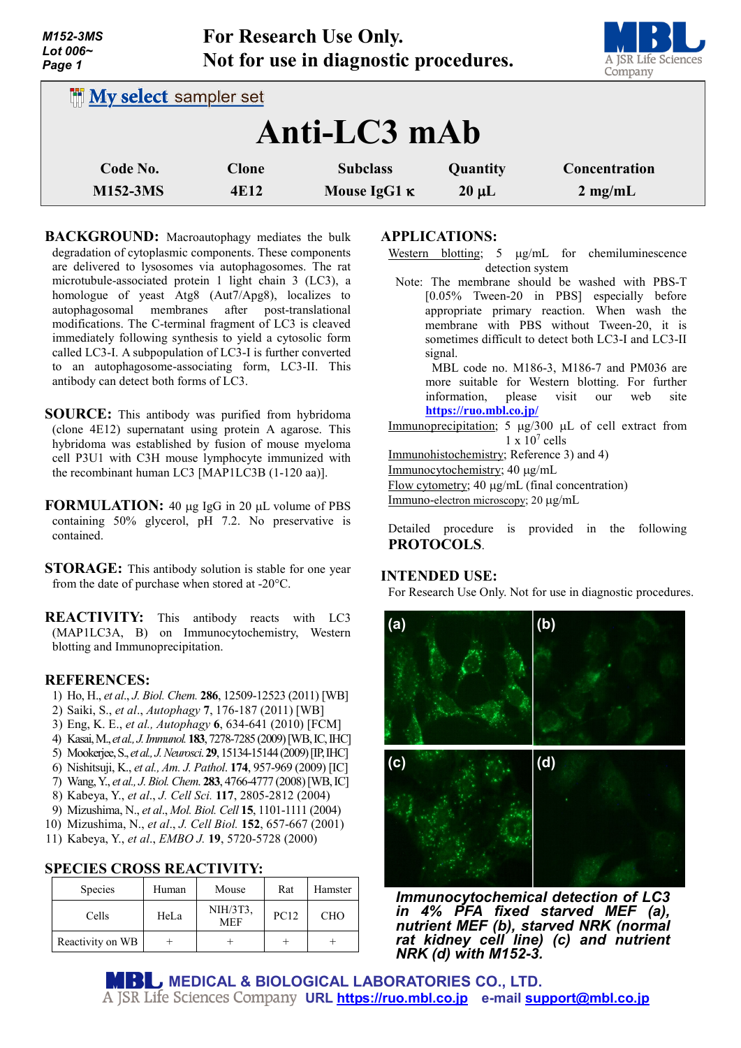For Research Use Only.
Not for use in diagnostic procedures.

My select sampler set

# Anti-LC3 mAb

| Code No. | Clone | Subclass | Quantity | Concentration |
|---|---|---|---|---|
| M152-3MS | 4E12 | Mouse IgG1 κ | 20 µL | 2 mg/mL |

**BACKGROUND:** Macroautophagy mediates the bulk degradation of cytoplasmic components. These components are delivered to lysosomes via autophagosomes. The rat microtubule-associated protein 1 light chain 3 (LC3), a homologue of yeast Atg8 (Aut7/Apg8), localizes to autophagosomal membranes after post-translational modifications. The C-terminal fragment of LC3 is cleaved immediately following synthesis to yield a cytosolic form called LC3-I. A subpopulation of LC3-I is further converted to an autophagosome-associating form, LC3-II. This antibody can detect both forms of LC3.

**SOURCE:** This antibody was purified from hybridoma (clone 4E12) supernatant using protein A agarose. This hybridoma was established by fusion of mouse myeloma cell P3U1 with C3H mouse lymphocyte immunized with the recombinant human LC3 [MAP1LC3B (1-120 aa)].

**FORMULATION:** 40 µg IgG in 20 µL volume of PBS containing 50% glycerol, pH 7.2. No preservative is contained.

**STORAGE:** This antibody solution is stable for one year from the date of purchase when stored at -20°C.

**REACTIVITY:** This antibody reacts with LC3 (MAP1LC3A, B) on Immunocytochemistry, Western blotting and Immunoprecipitation.

**REFERENCES:**

1) Ho, H., *et al*., *J. Biol. Chem.* **286**, 12509-12523 (2011) [WB]
2) Saiki, S., *et al*., *Autophagy* **7**, 176-187 (2011) [WB]
3) Eng, K. E., *et al*., *Autophagy* **6**, 634-641 (2010) [FCM]
4) Kasai, M., *et al*., *J. Immunol.* **183**, 7278-7285 (2009) [WB, IC, IHC]
5) Mookerjee, S., *et al*., *J. Neurosci.* **29**, 15134-15144 (2009) [IP, IHC]
6) Nishitsuji, K., *et al*., *Am. J. Pathol.* **174**, 957-969 (2009) [IC]
7) Wang, Y., *et al*., *J. Biol. Chem.* **283**, 4766-4777 (2008) [WB, IC]
8) Kabeya, Y., *et al*., *J. Cell Sci.* **117**, 2805-2812 (2004)
9) Mizushima, N., *et al*., *Mol. Biol. Cell* **15**, 1101-1111 (2004)
10) Mizushima, N., *et al*., *J. Cell Biol.* **152**, 657-667 (2001)
11) Kabeya, Y., *et al*., *EMBO J.* **19**, 5720-5728 (2000)

**SPECIES CROSS REACTIVITY:**

| Species | Human | Mouse | Rat | Hamster |
|---|---|---|---|---|
| Cells | HeLa | NIH/3T3, MEF | PC12 | CHO |
| Reactivity on WB | + | + | + | + |

**APPLICATIONS:**

Western blotting; 5 µg/mL for chemiluminescence detection system

Note: The membrane should be washed with PBS-T [0.05% Tween-20 in PBS] especially before appropriate primary reaction. When wash the membrane with PBS without Tween-20, it is sometimes difficult to detect both LC3-I and LC3-II signal.
MBL code no. M186-3, M186-7 and PM036 are more suitable for Western blotting. For further information, please visit our web site **https://ruo.mbl.co.jp/**

Immunoprecipitation; 5 µg/300 µL of cell extract from 1 x $10^7$ cells
Immunohistochemistry; Reference 3) and 4)
Immunocytochemistry; 40 µg/mL
Flow cytometry; 40 µg/mL (final concentration)
Immuno-electron microscopy; 20 µg/mL

Detailed procedure is provided in the following **PROTOCOLS**.

**INTENDED USE:**
For Research Use Only. Not for use in diagnostic procedures.

(a) (b) (c) (d)

***Immunocytochemical detection of LC3 in 4% PFA fixed starved MEF (a), nutrient MEF (b), starved NRK (normal rat kidney cell line) (c) and nutrient NRK (d) with M152-3.***

MEDICAL & BIOLOGICAL LABORATORIES CO., LTD.
A JSR Life Sciences Company URL https://ruo.mbl.co.jp e-mail support@mbl.co.jp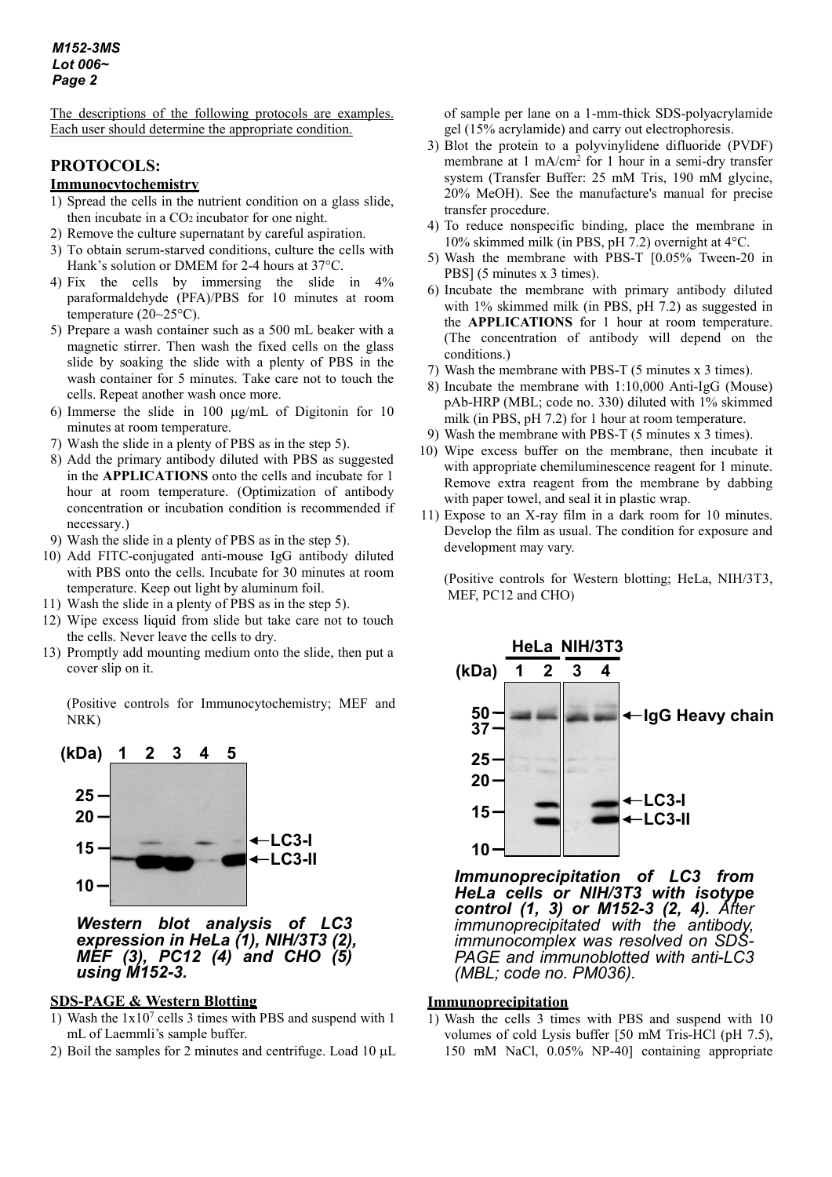The descriptions of the following protocols are examples. Each user should determine the appropriate condition.

## PROTOCOLS:

### Immunocytochemistry

1) Spread the cells in the nutrient condition on a glass slide, then incubate in a $CO_2$ incubator for one night.
2) Remove the culture supernatant by careful aspiration.
3) To obtain serum-starved conditions, culture the cells with Hank's solution or DMEM for 2-4 hours at 37°C.
4) Fix the cells by immersing the slide in 4% paraformaldehyde (PFA)/PBS for 10 minutes at room temperature (20~25°C).
5) Prepare a wash container such as a 500 mL beaker with a magnetic stirrer. Then wash the fixed cells on the glass slide by soaking the slide with a plenty of PBS in the wash container for 5 minutes. Take care not to touch the cells. Repeat another wash once more.
6) Immerse the slide in 100 μg/mL of Digitonin for 10 minutes at room temperature.
7) Wash the slide in a plenty of PBS as in the step 5).
8) Add the primary antibody diluted with PBS as suggested in the **APPLICATIONS** onto the cells and incubate for 1 hour at room temperature. (Optimization of antibody concentration or incubation condition is recommended if necessary.)
9) Wash the slide in a plenty of PBS as in the step 5).
10) Add FITC-conjugated anti-mouse IgG antibody diluted with PBS onto the cells. Incubate for 30 minutes at room temperature. Keep out light by aluminum foil.
11) Wash the slide in a plenty of PBS as in the step 5).
12) Wipe excess liquid from slide but take care not to touch the cells. Never leave the cells to dry.
13) Promptly add mounting medium onto the slide, then put a cover slip on it.

(Positive controls for Immunocytochemistry; MEF and NRK)

(kDa) 1 2 3 4 5
25
20
15
10
←LC3-I
←LC3-II

***Western blot analysis of LC3 expression in HeLa (1), NIH/3T3 (2), MEF (3), PC12 (4) and CHO (5) using M152-3.***

### SDS-PAGE & Western Blotting

1) Wash the $1x10^7$ cells 3 times with PBS and suspend with 1 mL of Laemmli's sample buffer.
2) Boil the samples for 2 minutes and centrifuge. Load 10 μL of sample per lane on a 1-mm-thick SDS-polyacrylamide gel (15% acrylamide) and carry out electrophoresis.
3) Blot the protein to a polyvinylidene difluoride (PVDF) membrane at 1 mA/cm$^2$ for 1 hour in a semi-dry transfer system (Transfer Buffer: 25 mM Tris, 190 mM glycine, 20% MeOH). See the manufacture's manual for precise transfer procedure.
4) To reduce nonspecific binding, place the membrane in 10% skimmed milk (in PBS, pH 7.2) overnight at 4°C.
5) Wash the membrane with PBS-T [0.05% Tween-20 in PBS] (5 minutes x 3 times).
6) Incubate the membrane with primary antibody diluted with 1% skimmed milk (in PBS, pH 7.2) as suggested in the **APPLICATIONS** for 1 hour at room temperature. (The concentration of antibody will depend on the conditions.)
7) Wash the membrane with PBS-T (5 minutes x 3 times).
8) Incubate the membrane with 1:10,000 Anti-IgG (Mouse) pAb-HRP (MBL; code no. 330) diluted with 1% skimmed milk (in PBS, pH 7.2) for 1 hour at room temperature.
9) Wash the membrane with PBS-T (5 minutes x 3 times).
10) Wipe excess buffer on the membrane, then incubate it with appropriate chemiluminescence reagent for 1 minute. Remove extra reagent from the membrane by dabbing with paper towel, and seal it in plastic wrap.
11) Expose to an X-ray film in a dark room for 10 minutes. Develop the film as usual. The condition for exposure and development may vary.

(Positive controls for Western blotting; HeLa, NIH/3T3, MEF, PC12 and CHO)

HeLa NIH/3T3
(kDa) 1 2 3 4
50
37
25
20
15
10
←IgG Heavy chain
←LC3-I
←LC3-II

***Immunoprecipitation of LC3 from HeLa cells or NIH/3T3 with isotype control (1, 3) or M152-3 (2, 4).*** *After immunoprecipitated with the antibody, immunocomplex was resolved on SDS-PAGE and immunoblotted with anti-LC3 (MBL; code no. PM036).*

### Immunoprecipitation

1) Wash the cells 3 times with PBS and suspend with 10 volumes of cold Lysis buffer [50 mM Tris-HCl (pH 7.5), 150 mM NaCl, 0.05% NP-40] containing appropriate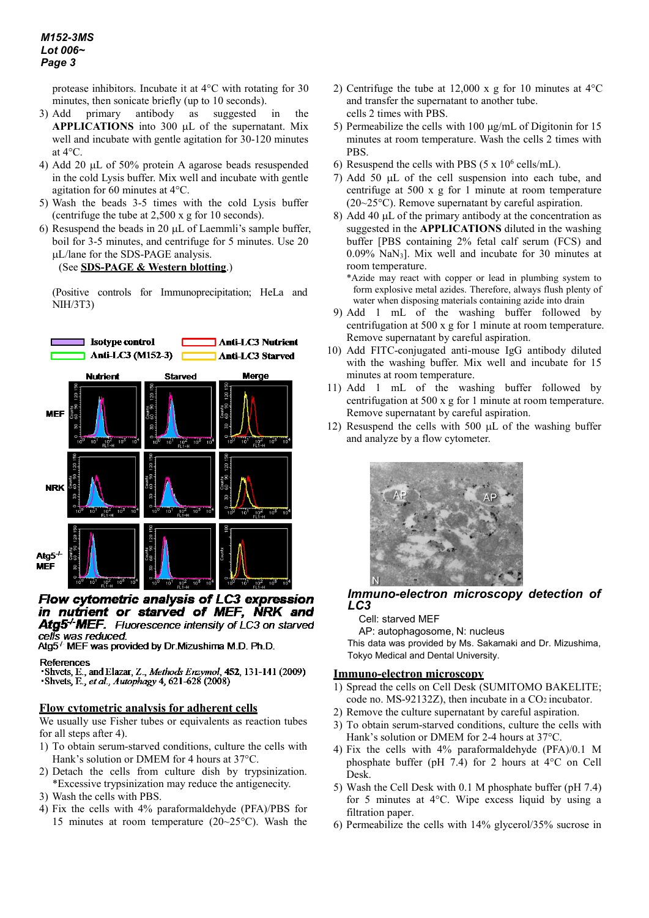protease inhibitors. Incubate it at 4°C with rotating for 30 minutes, then sonicate briefly (up to 10 seconds).

3) Add primary antibody as suggested in the **APPLICATIONS** into 300 µL of the supernatant. Mix well and incubate with gentle agitation for 30-120 minutes at 4°C.
4) Add 20 µL of 50% protein A agarose beads resuspended in the cold Lysis buffer. Mix well and incubate with gentle agitation for 60 minutes at 4°C.
5) Wash the beads 3-5 times with the cold Lysis buffer (centrifuge the tube at 2,500 x g for 10 seconds).
6) Resuspend the beads in 20 µL of Laemmli's sample buffer, boil for 3-5 minutes, and centrifuge for 5 minutes. Use 20 µL/lane for the SDS-PAGE analysis.
   (See **SDS-PAGE & Western blotting**.)

(Positive controls for Immunoprecipitation; HeLa and NIH/3T3)

Isotype control
Anti-LC3 (M152-3)
Anti-LC3 Nutrient
Anti-LC3 Starved

Nutrient
Starved
Merge

MEF
NRK
Atg5$^{-/-}$ MEF

Counts
FL1-H

***Flow cytometric analysis of LC3 expression in nutrient or starved of MEF, NRK and Atg5$^{-/-}$MEF.*** *Fluorescence intensity of LC3 on starved cells was reduced.*

Atg5$^{-/-}$ MEF was provided by Dr.Mizushima M.D. Ph.D.

References
- Shvets, E., and Elazar, Z., *Methods Enzymol*, **452**, 131-141 (2009)
- Shvets, E., *et al., Autophagy* 4, 621-628 (2008)

## Flow cytometric analysis for adherent cells

We usually use Fisher tubes or equivalents as reaction tubes for all steps after 4).

1) To obtain serum-starved conditions, culture the cells with Hank's solution or DMEM for 4 hours at 37°C.
2) Detach the cells from culture dish by trypsinization.
   *Excessive trypsinization may reduce the antigenecity.
3) Wash the cells with PBS.
4) Fix the cells with 4% paraformaldehyde (PFA)/PBS for 15 minutes at room temperature (20~25°C). Wash the cells 2 times with PBS.
5) Permeabilize the cells with 100 µg/mL of Digitonin for 15 minutes at room temperature. Wash the cells 2 times with PBS.
6) Resuspend the cells with PBS (5 x $10^6$ cells/mL).
7) Add 50 µL of the cell suspension into each tube, and centrifuge at 500 x g for 1 minute at room temperature (20~25°C). Remove supernatant by careful aspiration.
8) Add 40 µL of the primary antibody at the concentration as suggested in the **APPLICATIONS** diluted in the washing buffer [PBS containing 2% fetal calf serum (FCS) and 0.09% $NaN_3$]. Mix well and incubate for 30 minutes at room temperature.
   *Azide may react with copper or lead in plumbing system to form explosive metal azides. Therefore, always flush plenty of water when disposing materials containing azide into drain
9) Add 1 mL of the washing buffer followed by centrifugation at 500 x g for 1 minute at room temperature. Remove supernatant by careful aspiration.
10) Add FITC-conjugated anti-mouse IgG antibody diluted with the washing buffer. Mix well and incubate for 15 minutes at room temperature.
11) Add 1 mL of the washing buffer followed by centrifugation at 500 x g for 1 minute at room temperature. Remove supernatant by careful aspiration.
12) Resuspend the cells with 500 µL of the washing buffer and analyze by a flow cytometer.

2) Centrifuge the tube at 12,000 x g for 10 minutes at 4°C and transfer the supernatant to another tube.

AP
AP
N

***Immuno-electron microscopy detection of LC3***

Cell: starved MEF
AP: autophagosome, N: nucleus

This data was provided by Ms. Sakamaki and Dr. Mizushima, Tokyo Medical and Dental University.

## Immuno-electron microscopy

1) Spread the cells on Cell Desk (SUMITOMO BAKELITE; code no. MS-92132Z), then incubate in a $CO_2$ incubator.
2) Remove the culture supernatant by careful aspiration.
3) To obtain serum-starved conditions, culture the cells with Hank's solution or DMEM for 2-4 hours at 37°C.
4) Fix the cells with 4% paraformaldehyde (PFA)/0.1 M phosphate buffer (pH 7.4) for 2 hours at 4°C on Cell Desk.
5) Wash the Cell Desk with 0.1 M phosphate buffer (pH 7.4) for 5 minutes at 4°C. Wipe excess liquid by using a filtration paper.
6) Permeabilize the cells with 14% glycerol/35% sucrose in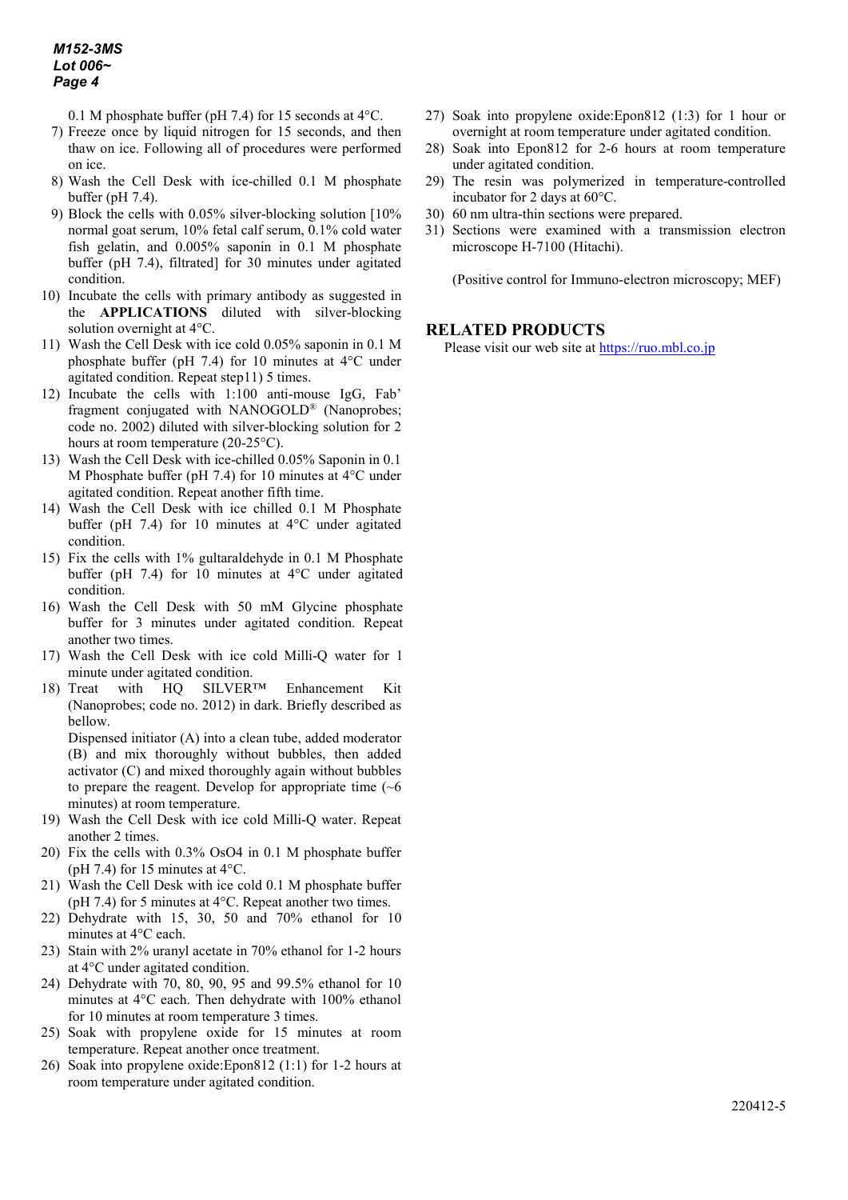0.1 M phosphate buffer (pH 7.4) for 15 seconds at 4°C.

7) Freeze once by liquid nitrogen for 15 seconds, and then thaw on ice. Following all of procedures were performed on ice.
8) Wash the Cell Desk with ice-chilled 0.1 M phosphate buffer (pH 7.4).
9) Block the cells with 0.05% silver-blocking solution [10% normal goat serum, 10% fetal calf serum, 0.1% cold water fish gelatin, and 0.005% saponin in 0.1 M phosphate buffer (pH 7.4), filtrated] for 30 minutes under agitated condition.
10) Incubate the cells with primary antibody as suggested in the **APPLICATIONS** diluted with silver-blocking solution overnight at 4°C.
11) Wash the Cell Desk with ice cold 0.05% saponin in 0.1 M phosphate buffer (pH 7.4) for 10 minutes at 4°C under agitated condition. Repeat step11) 5 times.
12) Incubate the cells with 1:100 anti-mouse IgG, Fab' fragment conjugated with NANOGOLD® (Nanoprobes; code no. 2002) diluted with silver-blocking solution for 2 hours at room temperature (20-25°C).
13) Wash the Cell Desk with ice-chilled 0.05% Saponin in 0.1 M Phosphate buffer (pH 7.4) for 10 minutes at 4°C under agitated condition. Repeat another fifth time.
14) Wash the Cell Desk with ice chilled 0.1 M Phosphate buffer (pH 7.4) for 10 minutes at 4°C under agitated condition.
15) Fix the cells with 1% gultaraldehyde in 0.1 M Phosphate buffer (pH 7.4) for 10 minutes at 4°C under agitated condition.
16) Wash the Cell Desk with 50 mM Glycine phosphate buffer for 3 minutes under agitated condition. Repeat another two times.
17) Wash the Cell Desk with ice cold Milli-Q water for 1 minute under agitated condition.
18) Treat with HQ SILVER™ Enhancement Kit (Nanoprobes; code no. 2012) in dark. Briefly described as bellow.

    Dispensed initiator (A) into a clean tube, added moderator (B) and mix thoroughly without bubbles, then added activator (C) and mixed thoroughly again without bubbles to prepare the reagent. Develop for appropriate time (~6 minutes) at room temperature.
19) Wash the Cell Desk with ice cold Milli-Q water. Repeat another 2 times.
20) Fix the cells with 0.3% $OsO_4$ in 0.1 M phosphate buffer (pH 7.4) for 15 minutes at 4°C.
21) Wash the Cell Desk with ice cold 0.1 M phosphate buffer (pH 7.4) for 5 minutes at 4°C. Repeat another two times.
22) Dehydrate with 15, 30, 50 and 70% ethanol for 10 minutes at 4°C each.
23) Stain with 2% uranyl acetate in 70% ethanol for 1-2 hours at 4°C under agitated condition.
24) Dehydrate with 70, 80, 90, 95 and 99.5% ethanol for 10 minutes at 4°C each. Then dehydrate with 100% ethanol for 10 minutes at room temperature 3 times.
25) Soak with propylene oxide for 15 minutes at room temperature. Repeat another once treatment.
26) Soak into propylene oxide:Epon812 (1:1) for 1-2 hours at room temperature under agitated condition.
27) Soak into propylene oxide:Epon812 (1:3) for 1 hour or overnight at room temperature under agitated condition.
28) Soak into Epon812 for 2-6 hours at room temperature under agitated condition.
29) The resin was polymerized in temperature-controlled incubator for 2 days at 60°C.
30) 60 nm ultra-thin sections were prepared.
31) Sections were examined with a transmission electron microscope H-7100 (Hitachi).

(Positive control for Immuno-electron microscopy; MEF)

## RELATED PRODUCTS

Please visit our web site at https://ruo.mbl.co.jp

220412-5